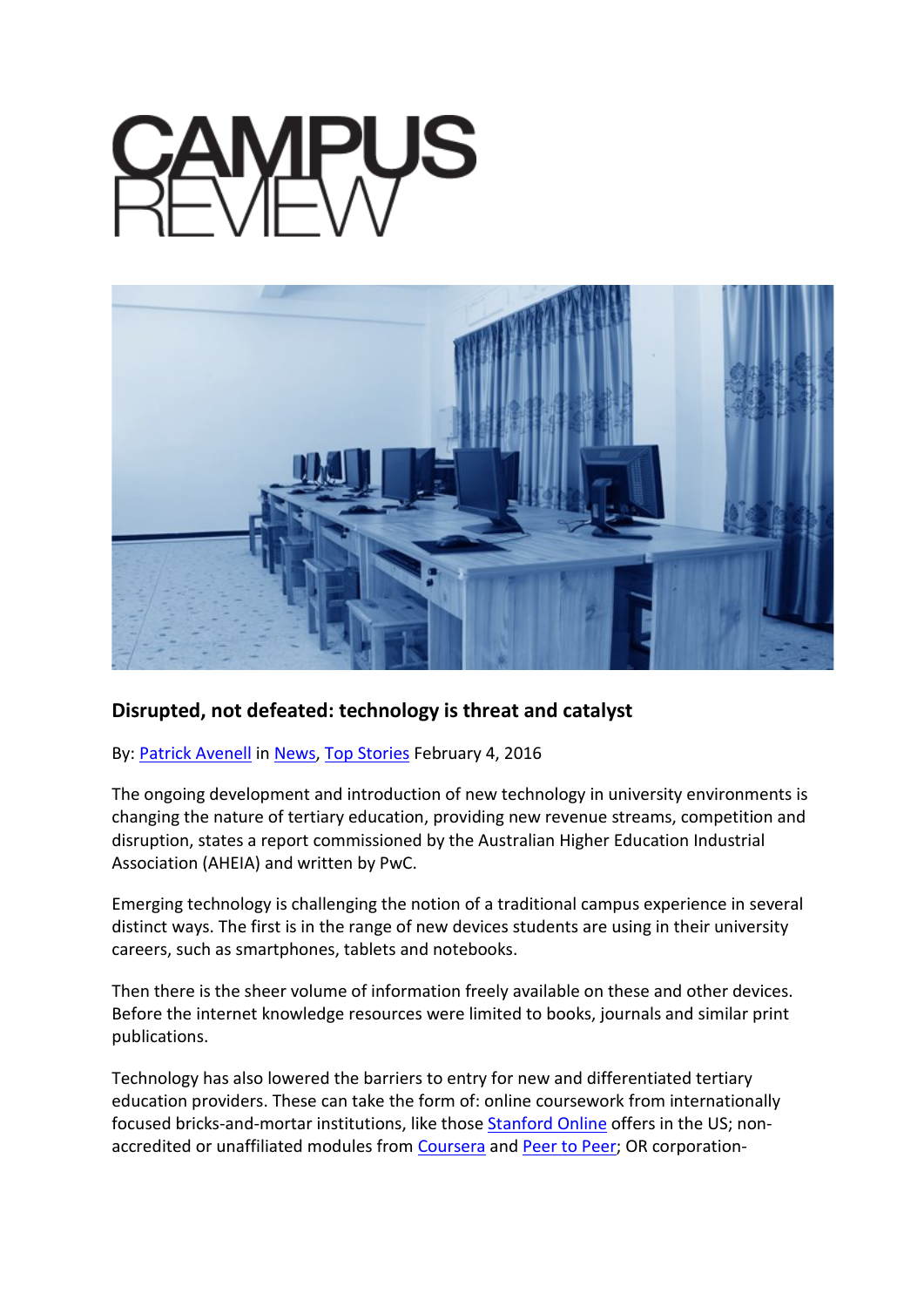# CAMPUS REVIEW

## Disrupted, not defeated: technology is threat and catalyst

By: Patrick Avenell in News, Top Stories February 4, 2016

The ongoing development and introduction of new technology in university environments is changing the nature of tertiary education, providing new revenue streams, competition and disruption, states a report commissioned by the Australian Higher Education Industrial Association (AHEIA) and written by PwC.

Emerging technology is challenging the notion of a traditional campus experience in several distinct ways. The first is in the range of new devices students are using in their university careers, such as smartphones, tablets and notebooks.

Then there is the sheer volume of information freely available on these and other devices. Before the internet knowledge resources were limited to books, journals and similar print publications.

Technology has also lowered the barriers to entry for new and differentiated tertiary education providers. These can take the form of: online coursework from internationally focused bricks-and-mortar institutions, like those Stanford Online offers in the US; non-accredited or unaffiliated modules from Coursera and Peer to Peer; OR corporation-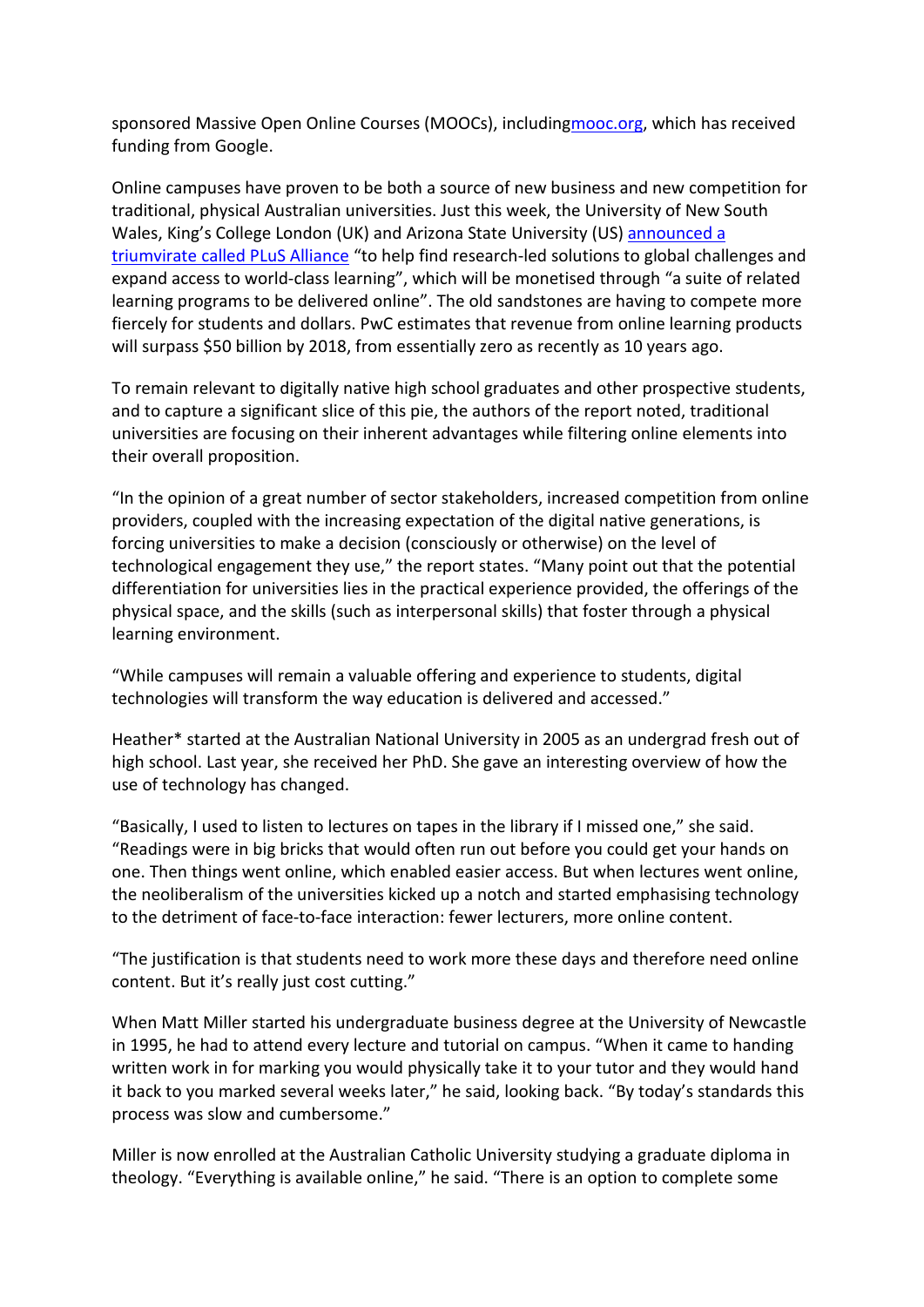sponsored Massive Open Online Courses (MOOCs), including[mooc.org](mooc.org), which has received funding from Google.

Online campuses have proven to be both a source of new business and new competition for traditional, physical Australian universities. Just this week, the University of New South Wales, King's College London (UK) and Arizona State University (US) [announced a triumvirate called PLuS Alliance](#) "to help find research-led solutions to global challenges and expand access to world-class learning", which will be monetised through "a suite of related learning programs to be delivered online". The old sandstones are having to compete more fiercely for students and dollars. PwC estimates that revenue from online learning products will surpass $50 billion by 2018, from essentially zero as recently as 10 years ago.

To remain relevant to digitally native high school graduates and other prospective students, and to capture a significant slice of this pie, the authors of the report noted, traditional universities are focusing on their inherent advantages while filtering online elements into their overall proposition.

"In the opinion of a great number of sector stakeholders, increased competition from online providers, coupled with the increasing expectation of the digital native generations, is forcing universities to make a decision (consciously or otherwise) on the level of technological engagement they use," the report states. "Many point out that the potential differentiation for universities lies in the practical experience provided, the offerings of the physical space, and the skills (such as interpersonal skills) that foster through a physical learning environment.

"While campuses will remain a valuable offering and experience to students, digital technologies will transform the way education is delivered and accessed."

Heather* started at the Australian National University in 2005 as an undergrad fresh out of high school. Last year, she received her PhD. She gave an interesting overview of how the use of technology has changed.

"Basically, I used to listen to lectures on tapes in the library if I missed one," she said. "Readings were in big bricks that would often run out before you could get your hands on one. Then things went online, which enabled easier access. But when lectures went online, the neoliberalism of the universities kicked up a notch and started emphasising technology to the detriment of face-to-face interaction: fewer lecturers, more online content.

"The justification is that students need to work more these days and therefore need online content. But it's really just cost cutting."

When Matt Miller started his undergraduate business degree at the University of Newcastle in 1995, he had to attend every lecture and tutorial on campus. "When it came to handing written work in for marking you would physically take it to your tutor and they would hand it back to you marked several weeks later," he said, looking back. "By today's standards this process was slow and cumbersome."

Miller is now enrolled at the Australian Catholic University studying a graduate diploma in theology. "Everything is available online," he said. "There is an option to complete some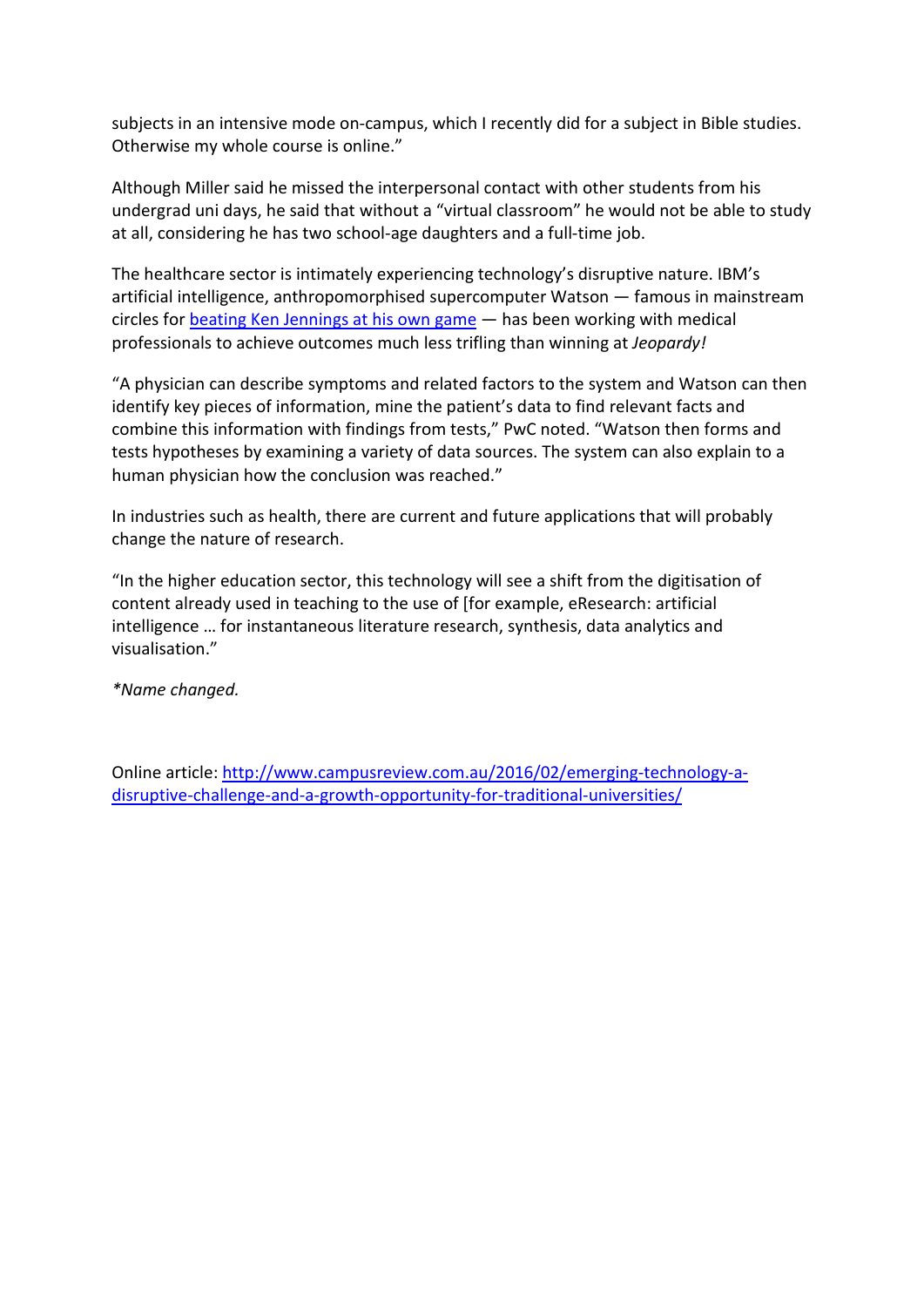subjects in an intensive mode on-campus, which I recently did for a subject in Bible studies. Otherwise my whole course is online."

Although Miller said he missed the interpersonal contact with other students from his undergrad uni days, he said that without a "virtual classroom" he would not be able to study at all, considering he has two school-age daughters and a full-time job.

The healthcare sector is intimately experiencing technology's disruptive nature. IBM's artificial intelligence, anthropomorphised supercomputer Watson — famous in mainstream circles for [beating Ken Jennings at his own game]() — has been working with medical professionals to achieve outcomes much less trifling than winning at *Jeopardy!*

"A physician can describe symptoms and related factors to the system and Watson can then identify key pieces of information, mine the patient's data to find relevant facts and combine this information with findings from tests," PwC noted. "Watson then forms and tests hypotheses by examining a variety of data sources. The system can also explain to a human physician how the conclusion was reached."

In industries such as health, there are current and future applications that will probably change the nature of research.

"In the higher education sector, this technology will see a shift from the digitisation of content already used in teaching to the use of [for example, eResearch: artificial intelligence … for instantaneous literature research, synthesis, data analytics and visualisation."

*\*Name changed.*

Online article: [http://www.campusreview.com.au/2016/02/emerging-technology-a-disruptive-challenge-and-a-growth-opportunity-for-traditional-universities/](http://www.campusreview.com.au/2016/02/emerging-technology-a-disruptive-challenge-and-a-growth-opportunity-for-traditional-universities/)